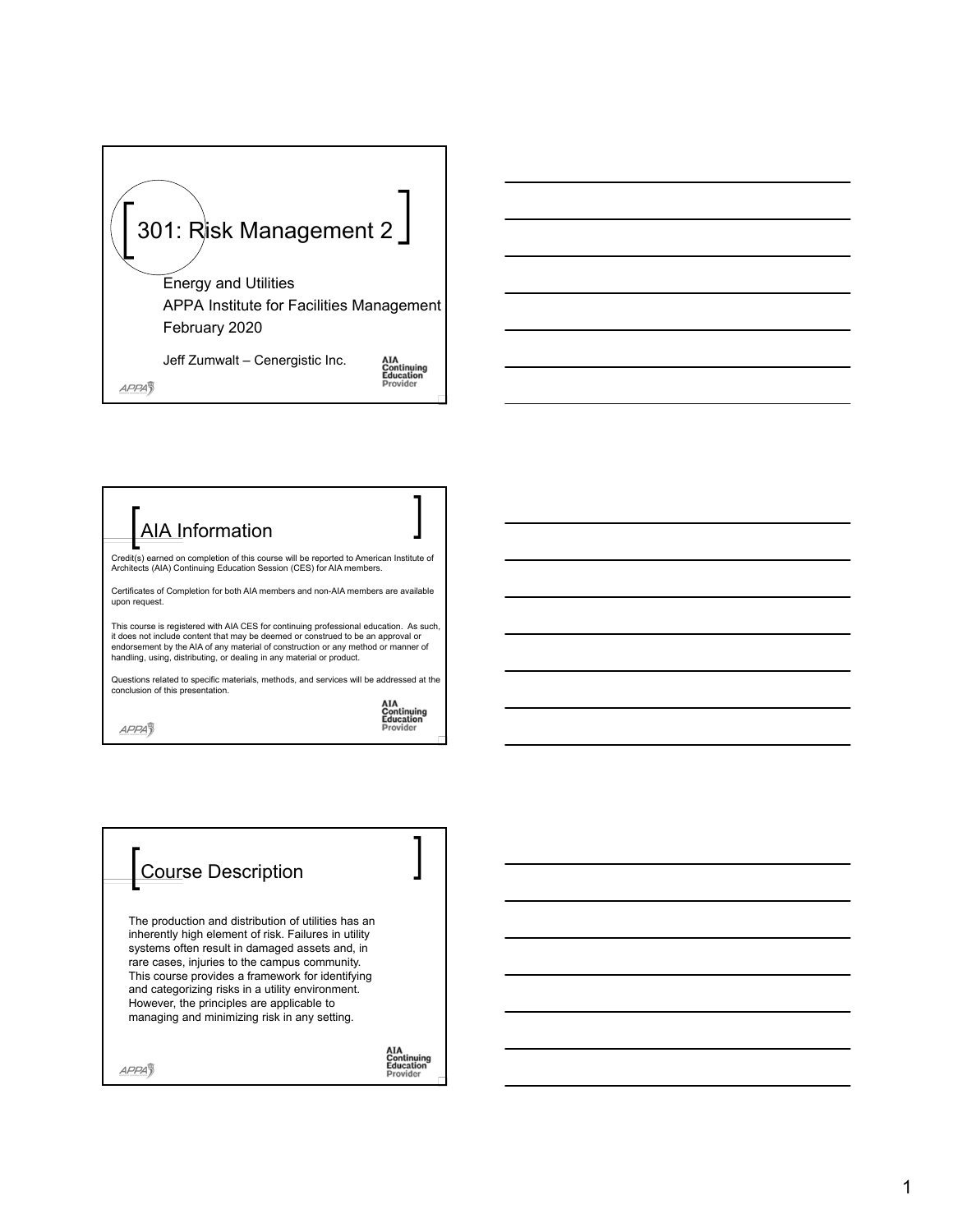# 301: Risk Management 2

Energy and Utilities
APPA Institute for Facilities Management
February 2020

Jeff Zumwalt – Cenergistic Inc.

AIA Continuing Education Provider

## AIA Information

Credit(s) earned on completion of this course will be reported to American Institute of Architects (AIA) Continuing Education Session (CES) for AIA members.

Certificates of Completion for both AIA members and non-AIA members are available upon request.

This course is registered with AIA CES for continuing professional education. As such, it does not include content that may be deemed or construed to be an approval or endorsement by the AIA of any material of construction or any method or manner of handling, using, distributing, or dealing in any material or product.

Questions related to specific materials, methods, and services will be addressed at the conclusion of this presentation.

AIA Continuing Education Provider

## Course Description

The production and distribution of utilities has an inherently high element of risk. Failures in utility systems often result in damaged assets and, in rare cases, injuries to the campus community. This course provides a framework for identifying and categorizing risks in a utility environment. However, the principles are applicable to managing and minimizing risk in any setting.

AIA Continuing Education Provider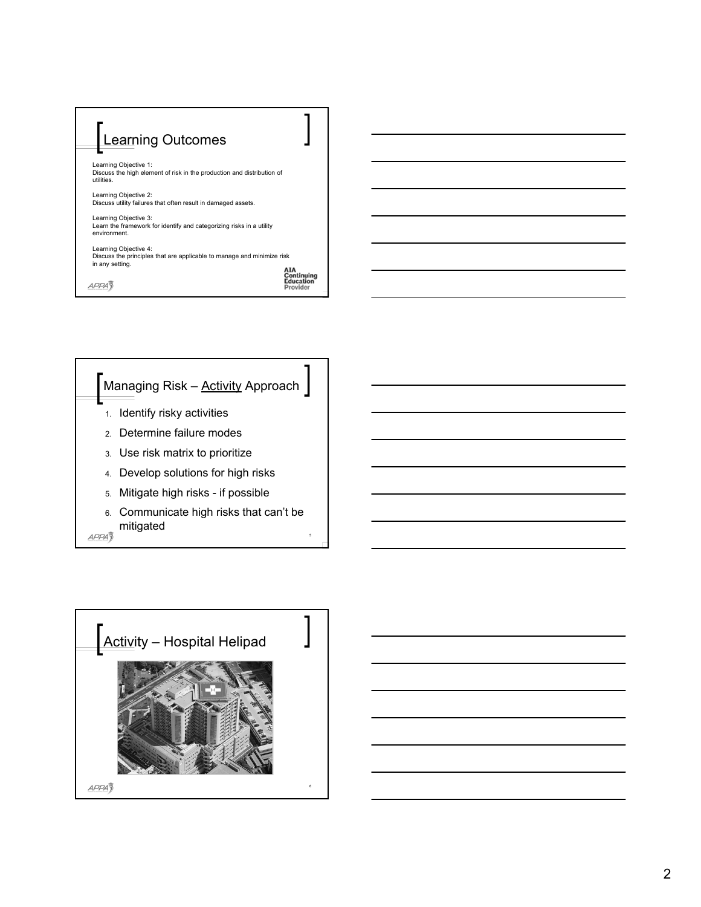## Learning Outcomes

Learning Objective 1:
Discuss the high element of risk in the production and distribution of utilities.

Learning Objective 2:
Discuss utility failures that often result in damaged assets.

Learning Objective 3:
Learn the framework for identify and categorizing risks in a utility environment.

Learning Objective 4:
Discuss the principles that are applicable to manage and minimize risk in any setting.

AIA Continuing Education Provider

## Managing Risk – Activity Approach

1. Identify risky activities
2. Determine failure modes
3. Use risk matrix to prioritize
4. Develop solutions for high risks
5. Mitigate high risks - if possible
6. Communicate high risks that can't be mitigated

## Activity – Hospital Helipad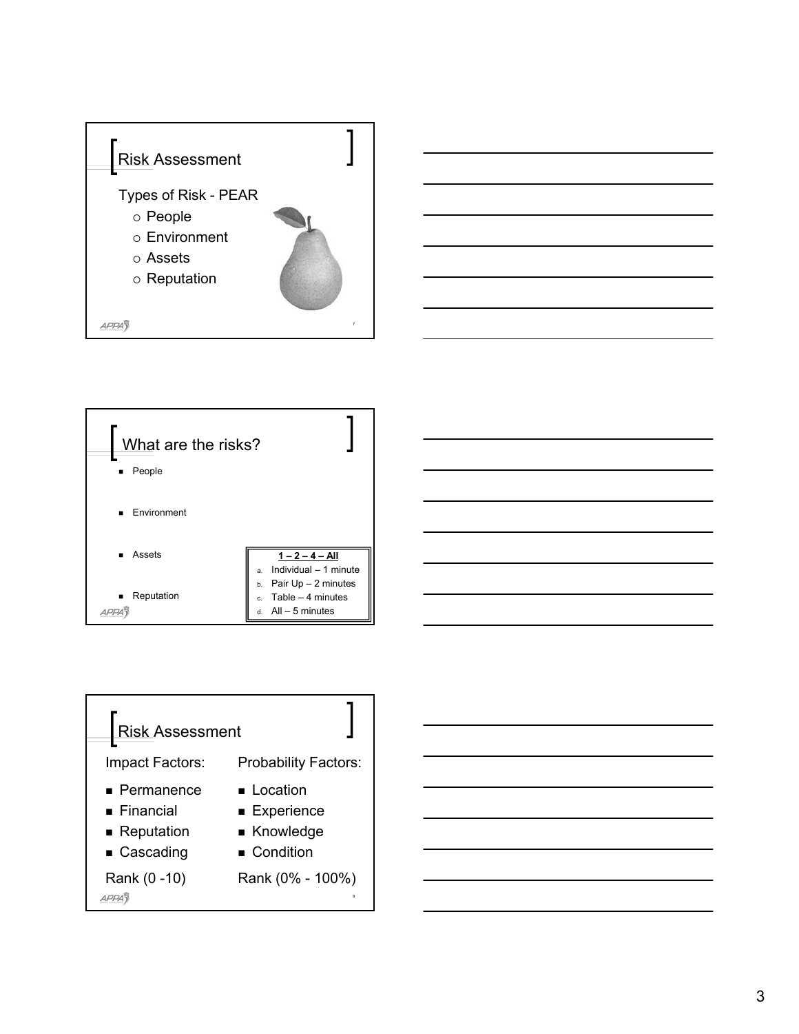## Risk Assessment

Types of Risk - PEAR

- People
- Environment
- Assets
- Reputation

## What are the risks?

- People
- Environment
- Assets
- Reputation

**1 – 2 – 4 – All**

a. Individual – 1 minute
b. Pair Up – 2 minutes
c. Table – 4 minutes
d. All – 5 minutes

## Risk Assessment

| Impact Factors: | Probability Factors: |
|---|---|
| Permanence | Location |
| Financial | Experience |
| Reputation | Knowledge |
| Cascading | Condition |
| Rank (0 -10) | Rank (0% - 100%) |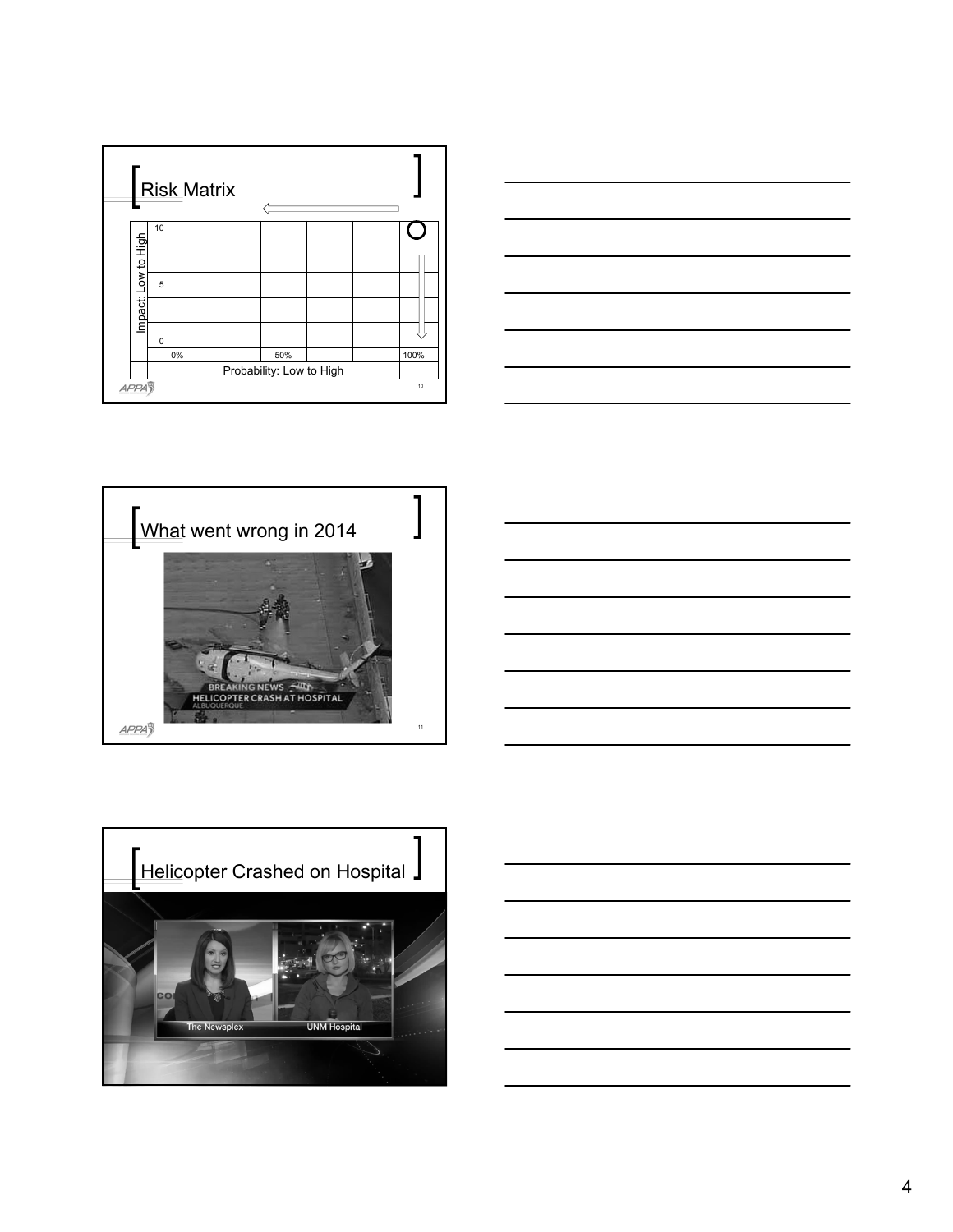## Risk Matrix

| Impact: Low to High | | | | | | | |
|---|---|---|---|---|---|---|---|
| | 10 | | | | | | O |
| | | | | | | | |
| | 5 | | | | | | |
| | | | | | | | |
| | 0 | | | | | | |
| | | 0% | | 50% | | | 100% |
| | | Probability: Low to High | | | | | |

## What went wrong in 2014

BREAKING NEWS
HELICOPTER CRASH AT HOSPITAL
ALBUQUERQUE

## Helicopter Crashed on Hospital

The Newsplex — UNM Hospital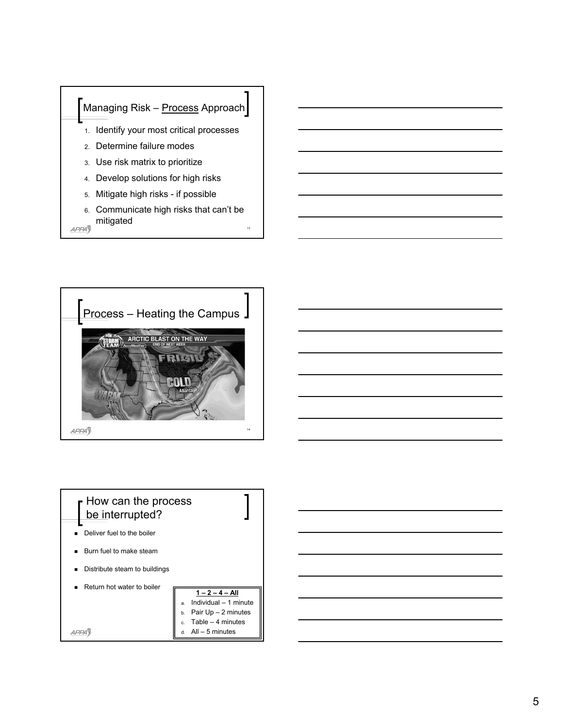## Managing Risk – Process Approach

1. Identify your most critical processes
2. Determine failure modes
3. Use risk matrix to prioritize
4. Develop solutions for high risks
5. Mitigate high risks - if possible
6. Communicate high risks that can't be mitigated

## Process – Heating the Campus

## How can the process be interrupted?

- Deliver fuel to the boiler
- Burn fuel to make steam
- Distribute steam to buildings
- Return hot water to boiler

**1 – 2 – 4 – All**

a. Individual – 1 minute
b. Pair Up – 2 minutes
c. Table – 4 minutes
d. All – 5 minutes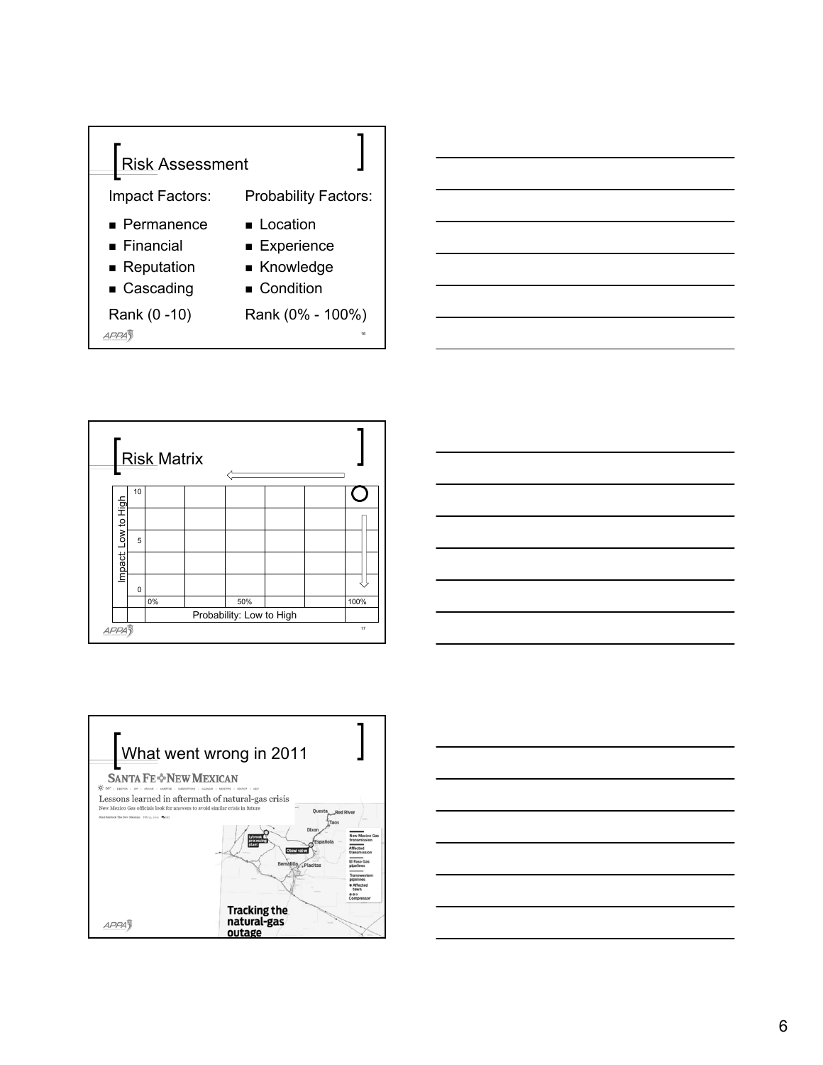## Risk Assessment

Impact Factors:

- Permanence
- Financial
- Reputation
- Cascading

Rank (0 -10)

Probability Factors:

- Location
- Experience
- Knowledge
- Condition

Rank (0% - 100%)

## Risk Matrix

| Impact: Low to High | | | | | | |
|---|---|---|---|---|---|---|
| 10 | | | | | | O |
| | | | | | | |
| 5 | | | | | | |
| | | | | | | |
| 0 | | | | | | |
| | 0% | | 50% | | | 100% |
| | Probability: Low to High | | | | | |

## What went wrong in 2011

SANTA FE NEW MEXICAN

Lessons learned in aftermath of natural-gas crisis

New Mexico Gas officials look for answers to avoid similar crisis in future

Tracking the natural-gas outage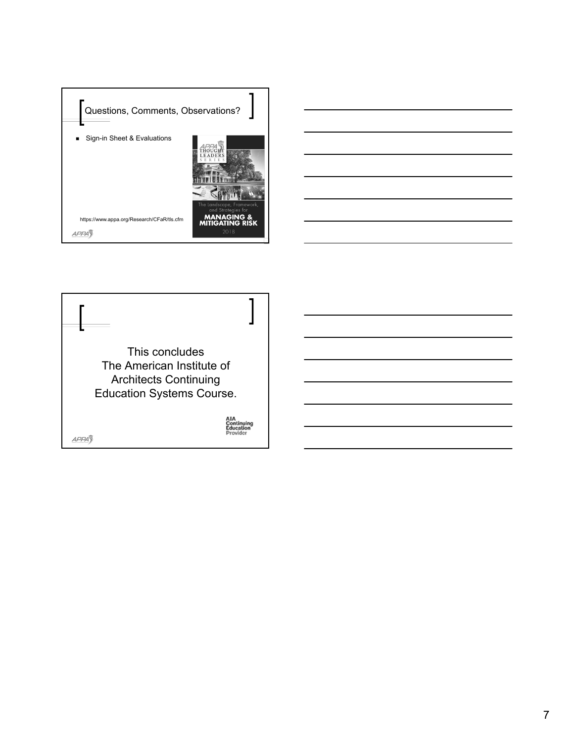## Questions, Comments, Observations?

- Sign-in Sheet & Evaluations

APPA THOUGHT LEADERS SERIES

The Landscape, Framework, and Strategies for

**MANAGING & MITIGATING RISK**

2018

https://www.appa.org/Research/CFaR/tls.cfm

APPA

---

This concludes
The American Institute of
Architects Continuing
Education Systems Course.

AIA Continuing Education Provider

APPA